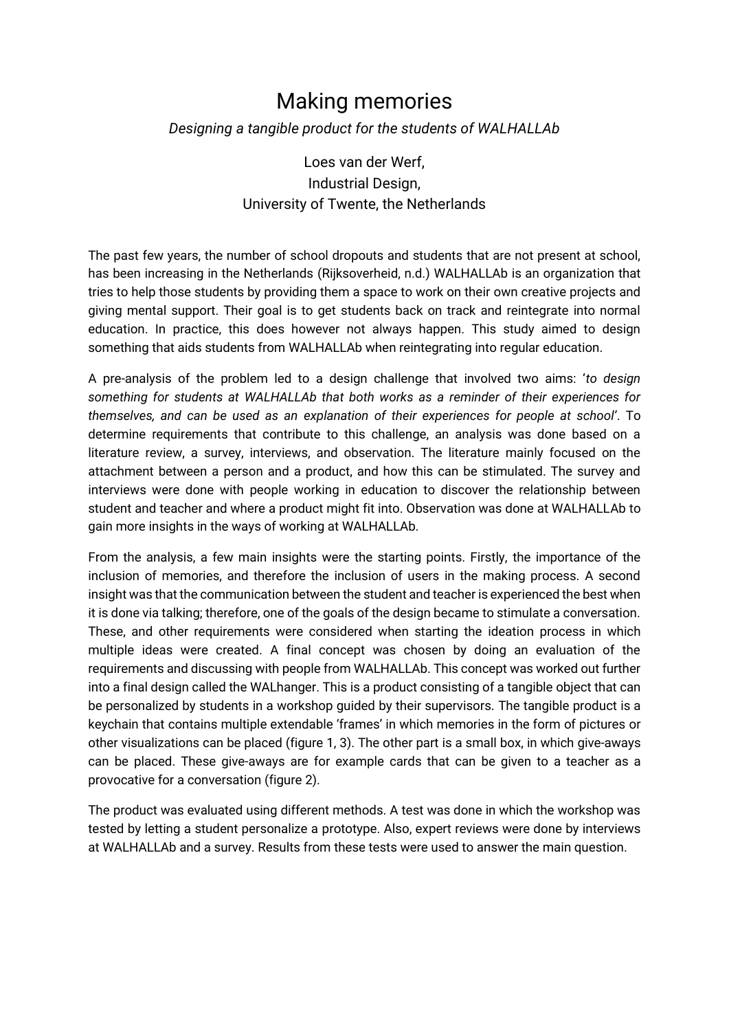# Making memories

*Designing a tangible product for the students of WALHALLAb*

Loes van der Werf,
Industrial Design,
University of Twente, the Netherlands

The past few years, the number of school dropouts and students that are not present at school, has been increasing in the Netherlands (Rijksoverheid, n.d.) WALHALLAb is an organization that tries to help those students by providing them a space to work on their own creative projects and giving mental support. Their goal is to get students back on track and reintegrate into normal education. In practice, this does however not always happen. This study aimed to design something that aids students from WALHALLAb when reintegrating into regular education.

A pre-analysis of the problem led to a design challenge that involved two aims: '*to design something for students at WALHALLAb that both works as a reminder of their experiences for themselves, and can be used as an explanation of their experiences for people at school*'. To determine requirements that contribute to this challenge, an analysis was done based on a literature review, a survey, interviews, and observation. The literature mainly focused on the attachment between a person and a product, and how this can be stimulated. The survey and interviews were done with people working in education to discover the relationship between student and teacher and where a product might fit into. Observation was done at WALHALLAb to gain more insights in the ways of working at WALHALLAb.

From the analysis, a few main insights were the starting points. Firstly, the importance of the inclusion of memories, and therefore the inclusion of users in the making process. A second insight was that the communication between the student and teacher is experienced the best when it is done via talking; therefore, one of the goals of the design became to stimulate a conversation. These, and other requirements were considered when starting the ideation process in which multiple ideas were created. A final concept was chosen by doing an evaluation of the requirements and discussing with people from WALHALLAb. This concept was worked out further into a final design called the WALhanger. This is a product consisting of a tangible object that can be personalized by students in a workshop guided by their supervisors. The tangible product is a keychain that contains multiple extendable 'frames' in which memories in the form of pictures or other visualizations can be placed (figure 1, 3). The other part is a small box, in which give-aways can be placed. These give-aways are for example cards that can be given to a teacher as a provocative for a conversation (figure 2).

The product was evaluated using different methods. A test was done in which the workshop was tested by letting a student personalize a prototype. Also, expert reviews were done by interviews at WALHALLAb and a survey. Results from these tests were used to answer the main question.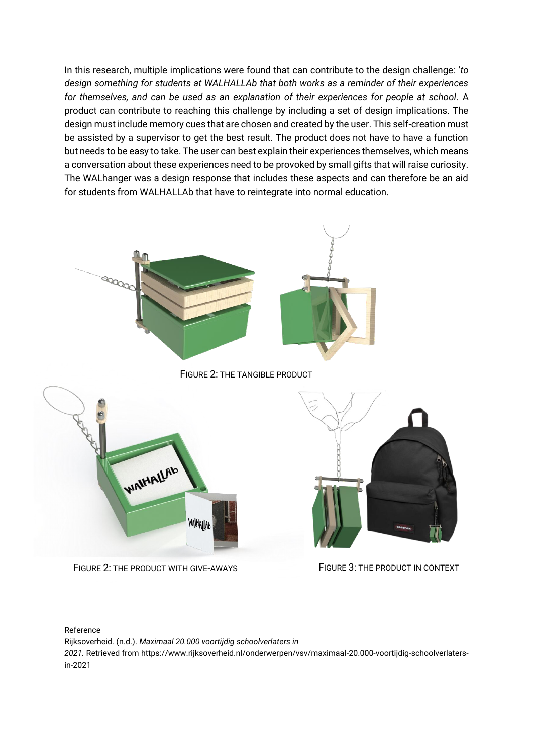In this research, multiple implications were found that can contribute to the design challenge: '*to design something for students at WALHALLAb that both works as a reminder of their experiences for themselves, and can be used as an explanation of their experiences for people at school*. A product can contribute to reaching this challenge by including a set of design implications. The design must include memory cues that are chosen and created by the user. This self-creation must be assisted by a supervisor to get the best result. The product does not have to have a function but needs to be easy to take. The user can best explain their experiences themselves, which means a conversation about these experiences need to be provoked by small gifts that will raise curiosity. The WALhanger was a design response that includes these aspects and can therefore be an aid for students from WALHALLAb that have to reintegrate into normal education.

FIGURE 2: THE TANGIBLE PRODUCT

FIGURE 2: THE PRODUCT WITH GIVE-AWAYS

FIGURE 3: THE PRODUCT IN CONTEXT

Reference

Rijksoverheid. (n.d.). *Maximaal 20.000 voortijdig schoolverlaters in 2021.* Retrieved from https://www.rijksoverheid.nl/onderwerpen/vsv/maximaal-20.000-voortijdig-schoolverlaters-in-2021